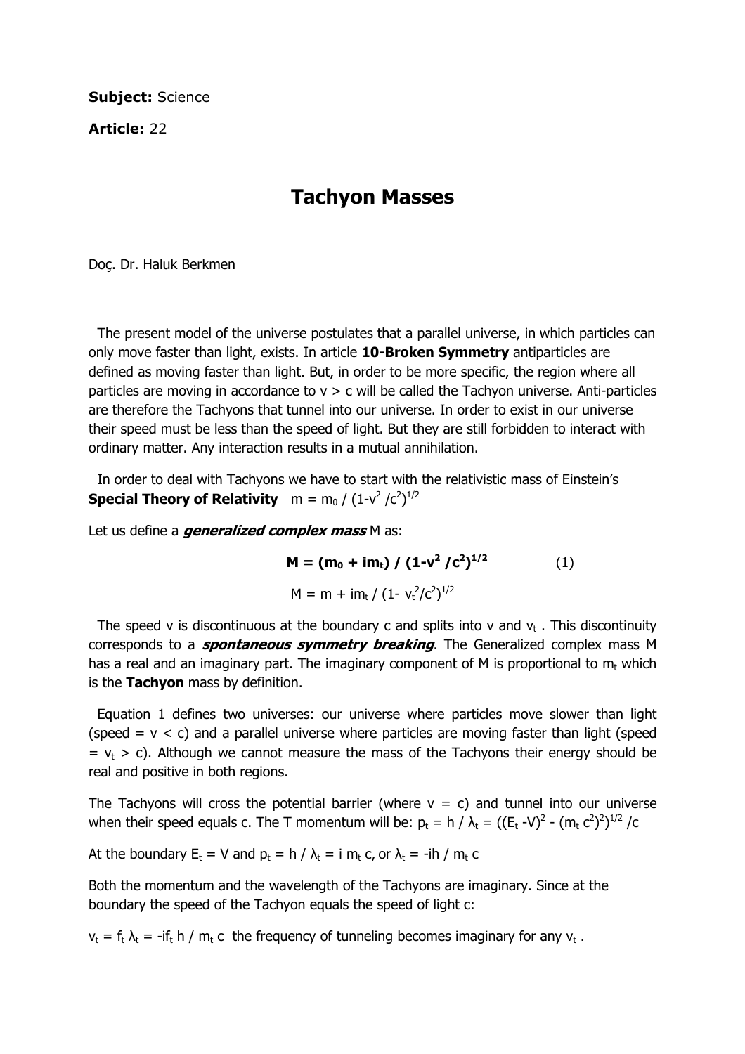**Subject:** Science

**Article:** 22

# Tachyon Masses

Doç. Dr. Haluk Berkmen

The present model of the universe postulates that a parallel universe, in which particles can only move faster than light, exists. In article **10-Broken Symmetry** antiparticles are defined as moving faster than light. But, in order to be more specific, the region where all particles are moving in accordance to $v > c$ will be called the Tachyon universe. Anti-particles are therefore the Tachyons that tunnel into our universe. In order to exist in our universe their speed must be less than the speed of light. But they are still forbidden to interact with ordinary matter. Any interaction results in a mutual annihilation.

In order to deal with Tachyons we have to start with the relativistic mass of Einstein's **Special Theory of Relativity** $m = m_0 / (1-v^2 /c^2)^{1/2}$

Let us define a ***generalized complex mass*** M as:

$$\mathbf{M = (m_0 + im_t) / (1-v^2 /c^2)^{1/2}} \qquad (1)$$

$$M = m + im_t / (1- v_t^2/c^2)^{1/2}$$

The speed v is discontinuous at the boundary c and splits into v and $v_t$ . This discontinuity corresponds to a ***spontaneous symmetry breaking***. The Generalized complex mass M has a real and an imaginary part. The imaginary component of M is proportional to $m_t$ which is the **Tachyon** mass by definition.

Equation 1 defines two universes: our universe where particles move slower than light (speed = $v < c$) and a parallel universe where particles are moving faster than light (speed = $v_t > c$). Although we cannot measure the mass of the Tachyons their energy should be real and positive in both regions.

The Tachyons will cross the potential barrier (where $v = c$) and tunnel into our universe when their speed equals c. The T momentum will be: $p_t = h / \lambda_t = ((E_t -V)^2 - (m_t c^2)^2)^{1/2} /c$

At the boundary $E_t = V$ and $p_t = h / \lambda_t = i\, m_t c$, or $\lambda_t = -ih / m_t c$

Both the momentum and the wavelength of the Tachyons are imaginary. Since at the boundary the speed of the Tachyon equals the speed of light c:

$v_t = f_t \lambda_t = -if_t h / m_t c$ the frequency of tunneling becomes imaginary for any $v_t$ .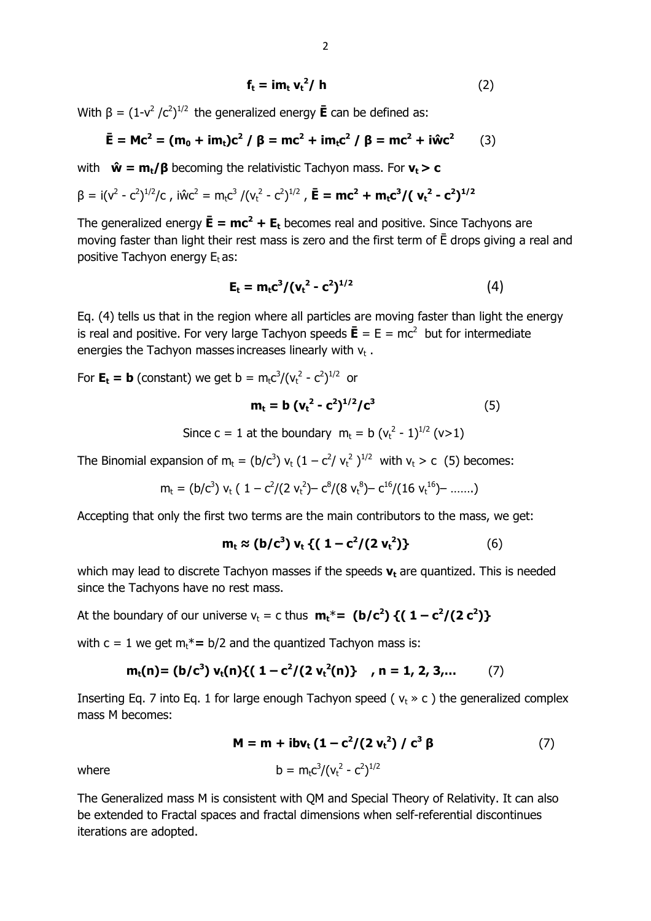$$\mathbf{f_t = im_t\, v_t^2 / h} \qquad (2)$$

With $\beta = (1 - v^2/c^2)^{1/2}$ the generalized energy $\bar{\mathbf{E}}$ can be defined as:

$$\bar{\mathbf{E}} = \mathbf{Mc^2 = (m_0 + im_t)c^2 / \beta = mc^2 + im_tc^2 / \beta = mc^2 + i\hat{w}c^2} \qquad (3)$$

with $\hat{\mathbf{w}} = \mathbf{m_t/\beta}$ becoming the relativistic Tachyon mass. For $\mathbf{v_t > c}$

$\beta = i(v^2 - c^2)^{1/2}/c$ , $i\hat{w}c^2 = m_tc^3/(v_t^2 - c^2)^{1/2}$ , $\bar{\mathbf{E}} = \mathbf{mc^2 + m_tc^3/(v_t^2 - c^2)^{1/2}}$

The generalized energy $\bar{\mathbf{E}} = \mathbf{mc^2 + E_t}$ becomes real and positive. Since Tachyons are moving faster than light their rest mass is zero and the first term of $\bar{E}$ drops giving a real and positive Tachyon energy $E_t$ as:

$$\mathbf{E_t = m_tc^3/(v_t^2 - c^2)^{1/2}} \qquad (4)$$

Eq. (4) tells us that in the region where all particles are moving faster than light the energy is real and positive. For very large Tachyon speeds $\bar{\mathbf{E}} = E = mc^2$ but for intermediate energies the Tachyon masses increases linearly with $v_t$ .

For $\mathbf{E_t = b}$ (constant) we get $b = m_tc^3/(v_t^2 - c^2)^{1/2}$ or

$$\mathbf{m_t = b\,(v_t^2 - c^2)^{1/2}/c^3} \qquad (5)$$

Since c = 1 at the boundary $m_t = b\,(v_t^2 - 1)^{1/2}$ $(v>1)$

The Binomial expansion of $m_t = (b/c^3)\, v_t\,(1 - c^2/v_t^2)^{1/2}$ with $v_t > c$ (5) becomes:

$$m_t = (b/c^3)\, v_t\,(\,1 - c^2/(2\,v_t^2) - c^8/(8\,v_t^8) - c^{16}/(16\,v_t^{16}) - \ldots\ldots)$$

Accepting that only the first two terms are the main contributors to the mass, we get:

$$\mathbf{m_t \approx (b/c^3)\, v_t\, \{(\,1 - c^2/(2\,v_t^2)\}} \qquad (6)$$

which may lead to discrete Tachyon masses if the speeds $\mathbf{v_t}$ are quantized. This is needed since the Tachyons have no rest mass.

At the boundary of our universe $v_t = c$ thus $\mathbf{m_t^* = (b/c^2)\,\{(\,1 - c^2/(2\,c^2)\}}$

with c = 1 we get $m_t^* = b/2$ and the quantized Tachyon mass is:

$$\mathbf{m_t(n) = (b/c^3)\, v_t(n)\{(\,1 - c^2/(2\,v_t^2(n))\}} \quad \mathbf{, n = 1, 2, 3,\ldots} \qquad (7)$$

Inserting Eq. 7 into Eq. 1 for large enough Tachyon speed ( $v_t \gg c$ ) the generalized complex mass M becomes:

$$\mathbf{M = m + ibv_t\,(1 - c^2/(2\,v_t^2)\,/\,c^3\,\beta} \qquad (7)$$

where $\qquad b = m_tc^3/(v_t^2 - c^2)^{1/2}$

The Generalized mass M is consistent with QM and Special Theory of Relativity. It can also be extended to Fractal spaces and fractal dimensions when self-referential discontinues iterations are adopted.